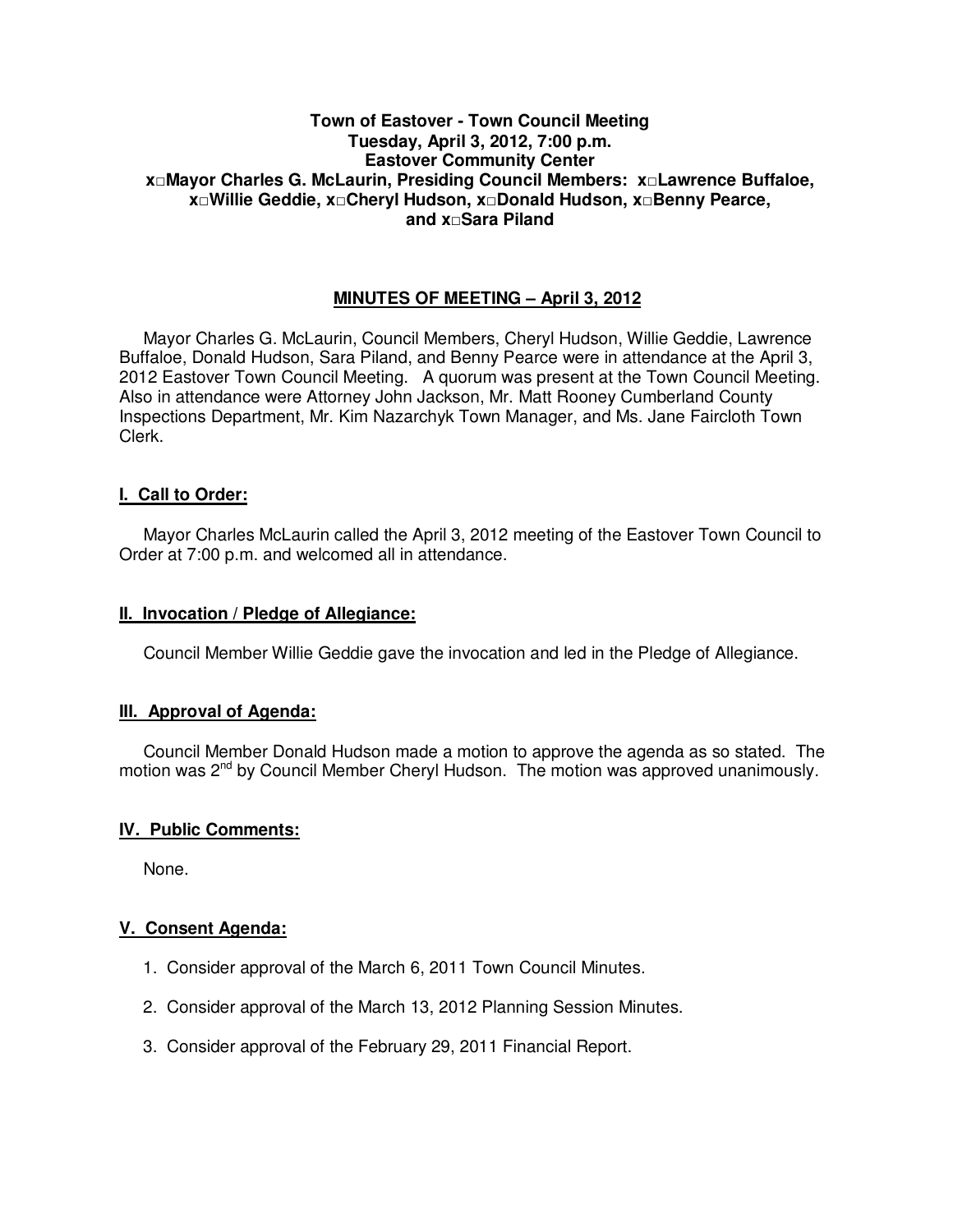**Town of Eastover - Town Council Meeting**
**Tuesday, April 3, 2012, 7:00 p.m.**
**Eastover Community Center**
**x□Mayor Charles G. McLaurin, Presiding Council Members: x□Lawrence Buffaloe, x□Willie Geddie, x□Cheryl Hudson, x□Donald Hudson, x□Benny Pearce, and x□Sara Piland**

## MINUTES OF MEETING – April 3, 2012

Mayor Charles G. McLaurin, Council Members, Cheryl Hudson, Willie Geddie, Lawrence Buffaloe, Donald Hudson, Sara Piland, and Benny Pearce were in attendance at the April 3, 2012 Eastover Town Council Meeting. A quorum was present at the Town Council Meeting. Also in attendance were Attorney John Jackson, Mr. Matt Rooney Cumberland County Inspections Department, Mr. Kim Nazarchyk Town Manager, and Ms. Jane Faircloth Town Clerk.

### I. Call to Order:

Mayor Charles McLaurin called the April 3, 2012 meeting of the Eastover Town Council to Order at 7:00 p.m. and welcomed all in attendance.

### II. Invocation / Pledge of Allegiance:

Council Member Willie Geddie gave the invocation and led in the Pledge of Allegiance.

### III. Approval of Agenda:

Council Member Donald Hudson made a motion to approve the agenda as so stated. The motion was 2nd by Council Member Cheryl Hudson. The motion was approved unanimously.

### IV. Public Comments:

None.

### V. Consent Agenda:

1. Consider approval of the March 6, 2011 Town Council Minutes.
2. Consider approval of the March 13, 2012 Planning Session Minutes.
3. Consider approval of the February 29, 2011 Financial Report.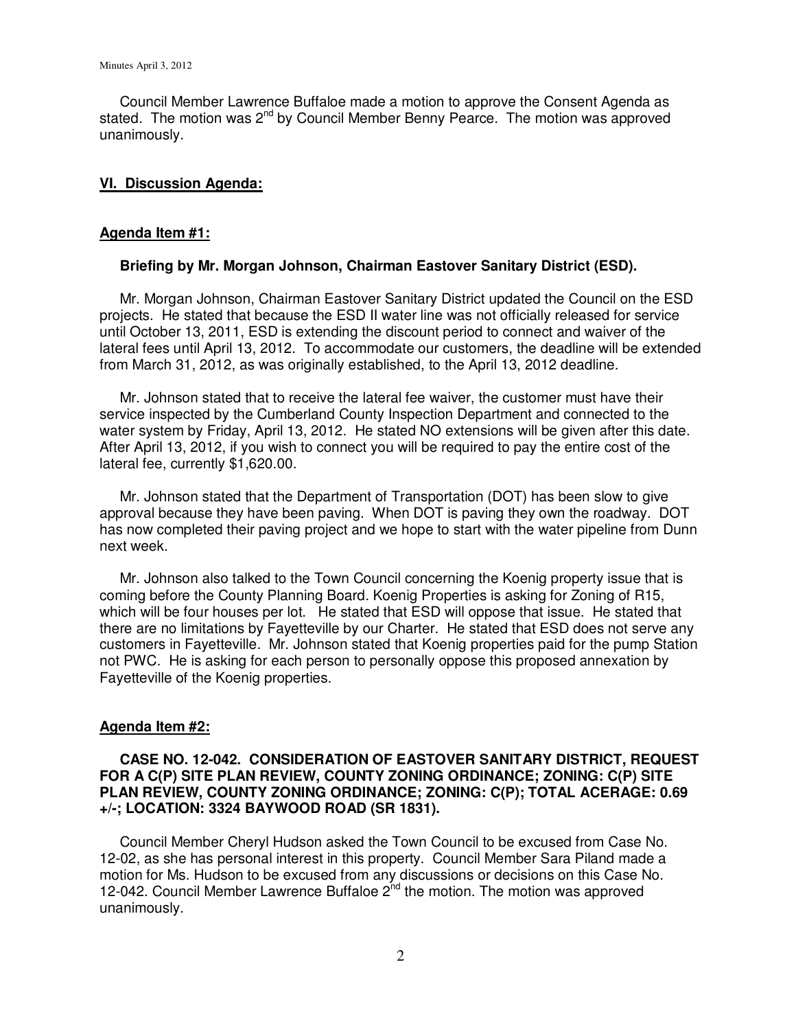Council Member Lawrence Buffaloe made a motion to approve the Consent Agenda as stated. The motion was 2nd by Council Member Benny Pearce. The motion was approved unanimously.

## **VI. Discussion Agenda:**

### **Agenda Item #1:**

**Briefing by Mr. Morgan Johnson, Chairman Eastover Sanitary District (ESD).**

Mr. Morgan Johnson, Chairman Eastover Sanitary District updated the Council on the ESD projects. He stated that because the ESD II water line was not officially released for service until October 13, 2011, ESD is extending the discount period to connect and waiver of the lateral fees until April 13, 2012. To accommodate our customers, the deadline will be extended from March 31, 2012, as was originally established, to the April 13, 2012 deadline.

Mr. Johnson stated that to receive the lateral fee waiver, the customer must have their service inspected by the Cumberland County Inspection Department and connected to the water system by Friday, April 13, 2012. He stated NO extensions will be given after this date. After April 13, 2012, if you wish to connect you will be required to pay the entire cost of the lateral fee, currently $1,620.00.

Mr. Johnson stated that the Department of Transportation (DOT) has been slow to give approval because they have been paving. When DOT is paving they own the roadway. DOT has now completed their paving project and we hope to start with the water pipeline from Dunn next week.

Mr. Johnson also talked to the Town Council concerning the Koenig property issue that is coming before the County Planning Board. Koenig Properties is asking for Zoning of R15, which will be four houses per lot. He stated that ESD will oppose that issue. He stated that there are no limitations by Fayetteville by our Charter. He stated that ESD does not serve any customers in Fayetteville. Mr. Johnson stated that Koenig properties paid for the pump Station not PWC. He is asking for each person to personally oppose this proposed annexation by Fayetteville of the Koenig properties.

### **Agenda Item #2:**

**CASE NO. 12-042. CONSIDERATION OF EASTOVER SANITARY DISTRICT, REQUEST FOR A C(P) SITE PLAN REVIEW, COUNTY ZONING ORDINANCE; ZONING: C(P) SITE PLAN REVIEW, COUNTY ZONING ORDINANCE; ZONING: C(P); TOTAL ACERAGE: 0.69 +/-; LOCATION: 3324 BAYWOOD ROAD (SR 1831).**

Council Member Cheryl Hudson asked the Town Council to be excused from Case No. 12-02, as she has personal interest in this property. Council Member Sara Piland made a motion for Ms. Hudson to be excused from any discussions or decisions on this Case No. 12-042. Council Member Lawrence Buffaloe 2nd the motion. The motion was approved unanimously.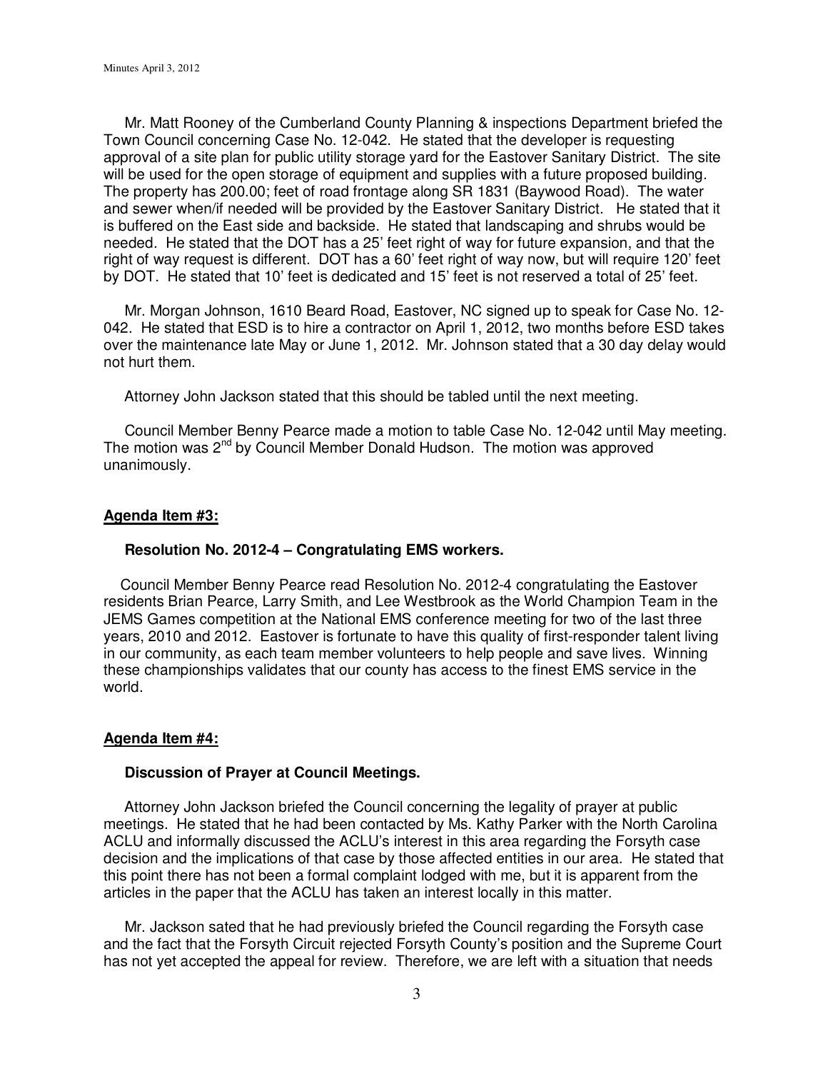Mr. Matt Rooney of the Cumberland County Planning & inspections Department briefed the Town Council concerning Case No. 12-042. He stated that the developer is requesting approval of a site plan for public utility storage yard for the Eastover Sanitary District. The site will be used for the open storage of equipment and supplies with a future proposed building. The property has 200.00; feet of road frontage along SR 1831 (Baywood Road). The water and sewer when/if needed will be provided by the Eastover Sanitary District. He stated that it is buffered on the East side and backside. He stated that landscaping and shrubs would be needed. He stated that the DOT has a 25' feet right of way for future expansion, and that the right of way request is different. DOT has a 60' feet right of way now, but will require 120' feet by DOT. He stated that 10' feet is dedicated and 15' feet is not reserved a total of 25' feet.

Mr. Morgan Johnson, 1610 Beard Road, Eastover, NC signed up to speak for Case No. 12-042. He stated that ESD is to hire a contractor on April 1, 2012, two months before ESD takes over the maintenance late May or June 1, 2012. Mr. Johnson stated that a 30 day delay would not hurt them.

Attorney John Jackson stated that this should be tabled until the next meeting.

Council Member Benny Pearce made a motion to table Case No. 12-042 until May meeting. The motion was 2nd by Council Member Donald Hudson. The motion was approved unanimously.

**Agenda Item #3:**

**Resolution No. 2012-4 – Congratulating EMS workers.**

Council Member Benny Pearce read Resolution No. 2012-4 congratulating the Eastover residents Brian Pearce, Larry Smith, and Lee Westbrook as the World Champion Team in the JEMS Games competition at the National EMS conference meeting for two of the last three years, 2010 and 2012. Eastover is fortunate to have this quality of first-responder talent living in our community, as each team member volunteers to help people and save lives. Winning these championships validates that our county has access to the finest EMS service in the world.

**Agenda Item #4:**

**Discussion of Prayer at Council Meetings.**

Attorney John Jackson briefed the Council concerning the legality of prayer at public meetings. He stated that he had been contacted by Ms. Kathy Parker with the North Carolina ACLU and informally discussed the ACLU's interest in this area regarding the Forsyth case decision and the implications of that case by those affected entities in our area. He stated that this point there has not been a formal complaint lodged with me, but it is apparent from the articles in the paper that the ACLU has taken an interest locally in this matter.

Mr. Jackson sated that he had previously briefed the Council regarding the Forsyth case and the fact that the Forsyth Circuit rejected Forsyth County's position and the Supreme Court has not yet accepted the appeal for review. Therefore, we are left with a situation that needs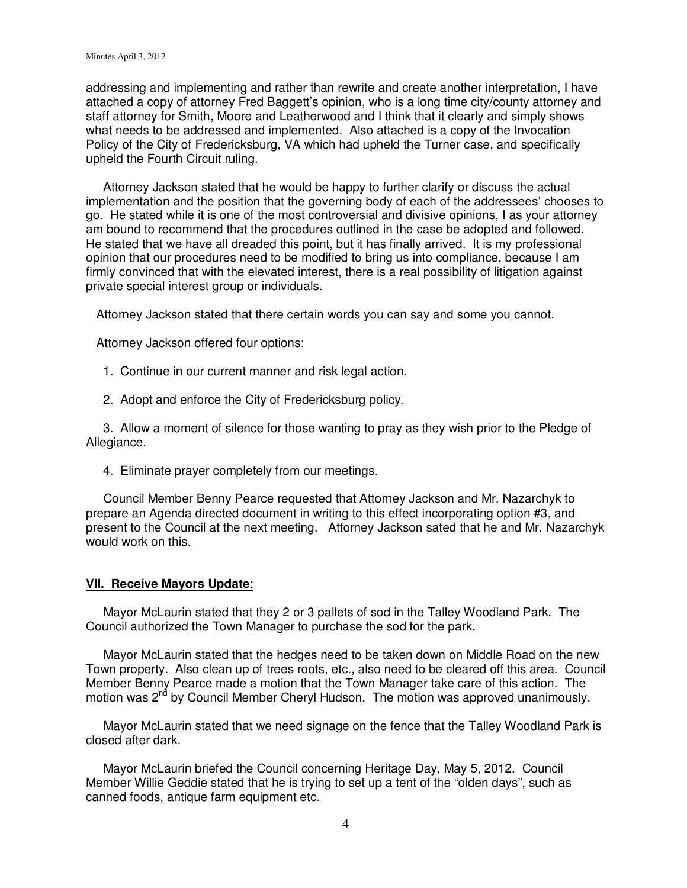addressing and implementing and rather than rewrite and create another interpretation, I have attached a copy of attorney Fred Baggett's opinion, who is a long time city/county attorney and staff attorney for Smith, Moore and Leatherwood and I think that it clearly and simply shows what needs to be addressed and implemented. Also attached is a copy of the Invocation Policy of the City of Fredericksburg, VA which had upheld the Turner case, and specifically upheld the Fourth Circuit ruling.

Attorney Jackson stated that he would be happy to further clarify or discuss the actual implementation and the position that the governing body of each of the addressees' chooses to go. He stated while it is one of the most controversial and divisive opinions, I as your attorney am bound to recommend that the procedures outlined in the case be adopted and followed. He stated that we have all dreaded this point, but it has finally arrived. It is my professional opinion that our procedures need to be modified to bring us into compliance, because I am firmly convinced that with the elevated interest, there is a real possibility of litigation against private special interest group or individuals.

Attorney Jackson stated that there certain words you can say and some you cannot.

Attorney Jackson offered four options:

1. Continue in our current manner and risk legal action.

2. Adopt and enforce the City of Fredericksburg policy.

3. Allow a moment of silence for those wanting to pray as they wish prior to the Pledge of Allegiance.

4. Eliminate prayer completely from our meetings.

Council Member Benny Pearce requested that Attorney Jackson and Mr. Nazarchyk to prepare an Agenda directed document in writing to this effect incorporating option #3, and present to the Council at the next meeting. Attorney Jackson sated that he and Mr. Nazarchyk would work on this.

**VII. Receive Mayors Update**:

Mayor McLaurin stated that they 2 or 3 pallets of sod in the Talley Woodland Park. The Council authorized the Town Manager to purchase the sod for the park.

Mayor McLaurin stated that the hedges need to be taken down on Middle Road on the new Town property. Also clean up of trees roots, etc., also need to be cleared off this area. Council Member Benny Pearce made a motion that the Town Manager take care of this action. The motion was 2nd by Council Member Cheryl Hudson. The motion was approved unanimously.

Mayor McLaurin stated that we need signage on the fence that the Talley Woodland Park is closed after dark.

Mayor McLaurin briefed the Council concerning Heritage Day, May 5, 2012. Council Member Willie Geddie stated that he is trying to set up a tent of the "olden days", such as canned foods, antique farm equipment etc.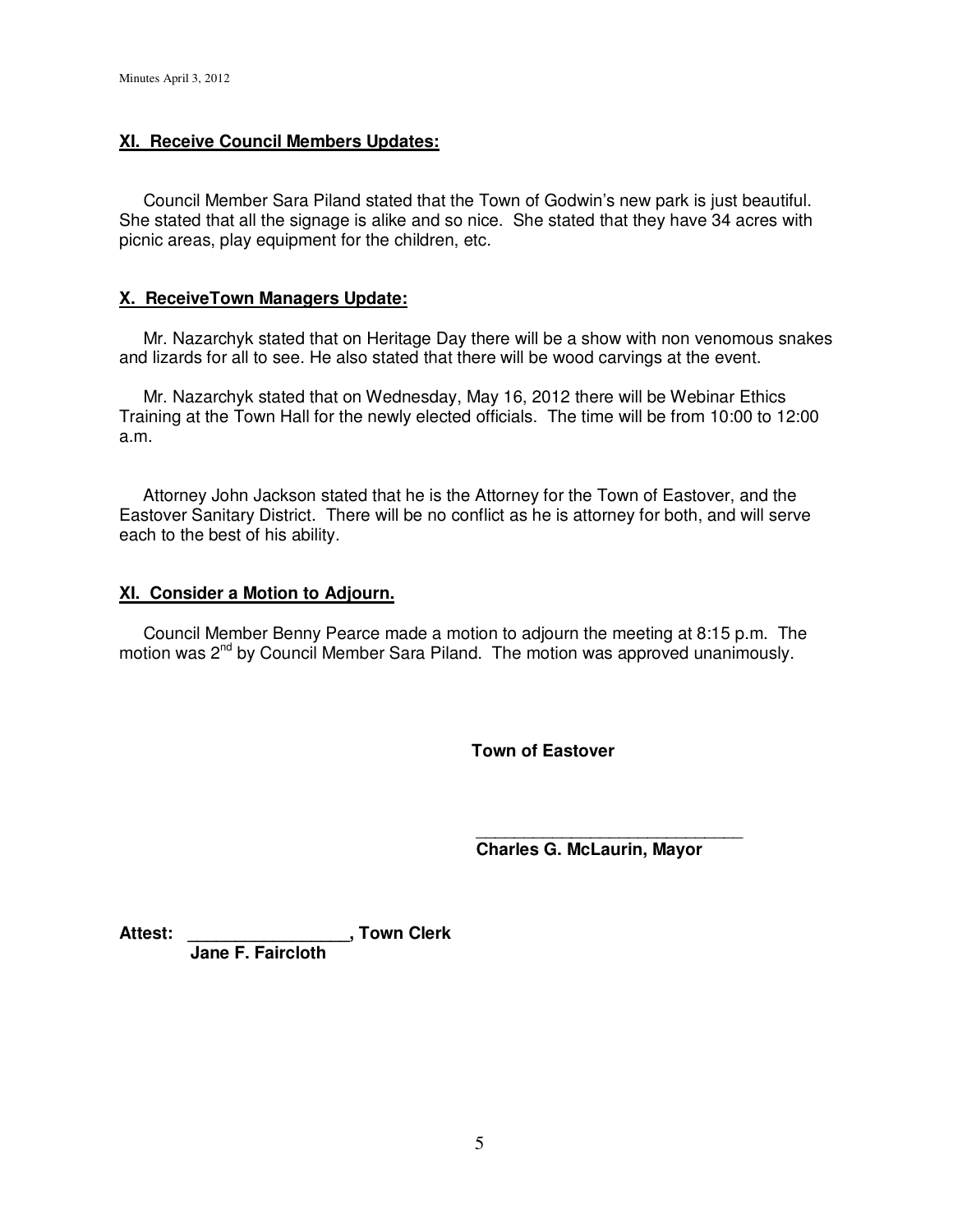### XI. Receive Council Members Updates:

Council Member Sara Piland stated that the Town of Godwin's new park is just beautiful. She stated that all the signage is alike and so nice. She stated that they have 34 acres with picnic areas, play equipment for the children, etc.

### X. ReceiveTown Managers Update:

Mr. Nazarchyk stated that on Heritage Day there will be a show with non venomous snakes and lizards for all to see. He also stated that there will be wood carvings at the event.

Mr. Nazarchyk stated that on Wednesday, May 16, 2012 there will be Webinar Ethics Training at the Town Hall for the newly elected officials. The time will be from 10:00 to 12:00 a.m.

Attorney John Jackson stated that he is the Attorney for the Town of Eastover, and the Eastover Sanitary District. There will be no conflict as he is attorney for both, and will serve each to the best of his ability.

### XI. Consider a Motion to Adjourn.

Council Member Benny Pearce made a motion to adjourn the meeting at 8:15 p.m. The motion was 2nd by Council Member Sara Piland. The motion was approved unanimously.

**Town of Eastover**

_____________________________
**Charles G. McLaurin, Mayor**

**Attest: _________________, Town Clerk**
**Jane F. Faircloth**